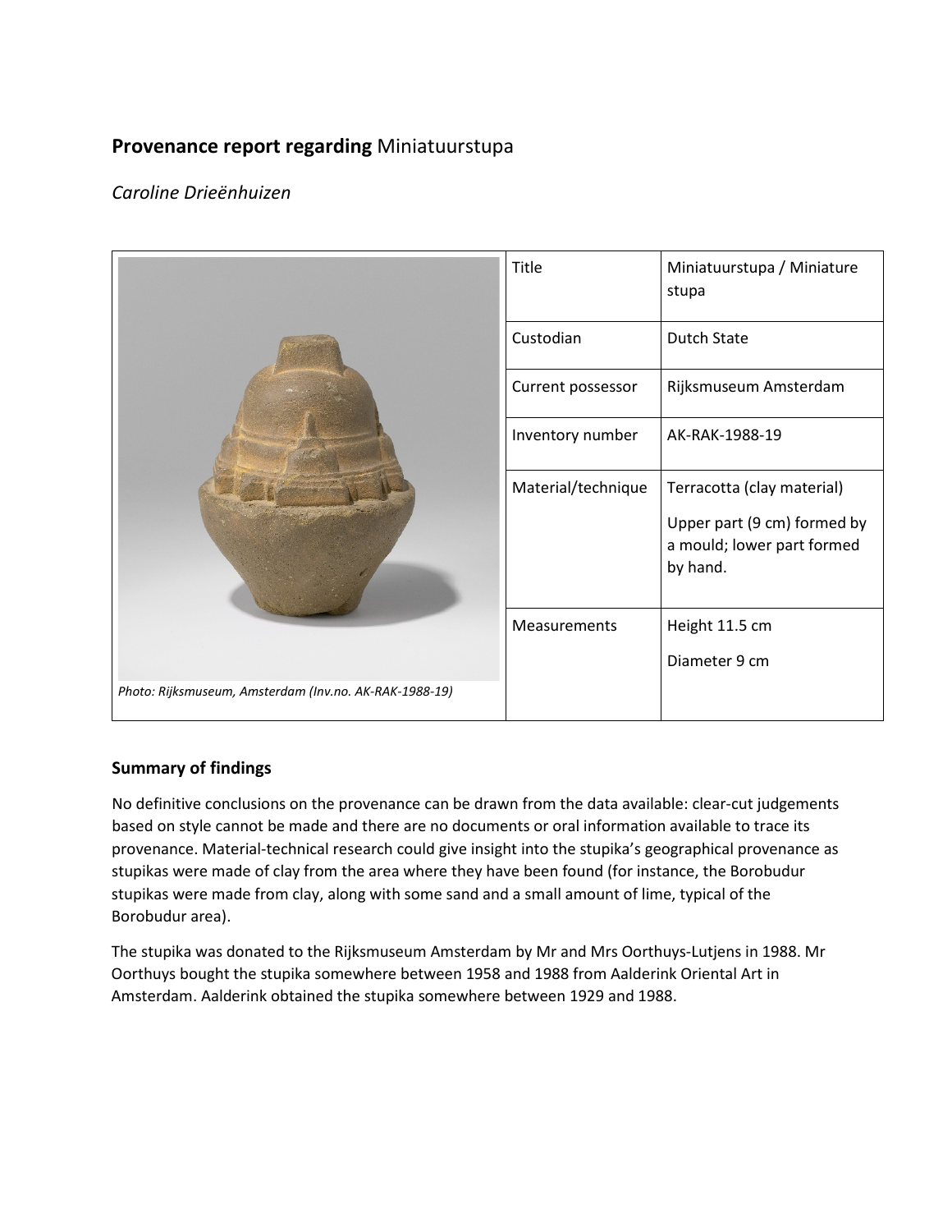# **Provenance report regarding** Miniatuurstupa

*Caroline Drieënhuizen*

| | | |
|---|---|---|
| *Photo: Rijksmuseum, Amsterdam (Inv.no. AK-RAK-1988-19)* | Title | Miniatuurstupa / Miniature stupa |
| | Custodian | Dutch State |
| | Current possessor | Rijksmuseum Amsterdam |
| | Inventory number | AK-RAK-1988-19 |
| | Material/technique | Terracotta (clay material)<br><br>Upper part (9 cm) formed by a mould; lower part formed by hand. |
| | Measurements | Height 11.5 cm<br><br>Diameter 9 cm |

## **Summary of findings**

No definitive conclusions on the provenance can be drawn from the data available: clear-cut judgements based on style cannot be made and there are no documents or oral information available to trace its provenance. Material-technical research could give insight into the stupika's geographical provenance as stupikas were made of clay from the area where they have been found (for instance, the Borobudur stupikas were made from clay, along with some sand and a small amount of lime, typical of the Borobudur area).

The stupika was donated to the Rijksmuseum Amsterdam by Mr and Mrs Oorthuys-Lutjens in 1988. Mr Oorthuys bought the stupika somewhere between 1958 and 1988 from Aalderink Oriental Art in Amsterdam. Aalderink obtained the stupika somewhere between 1929 and 1988.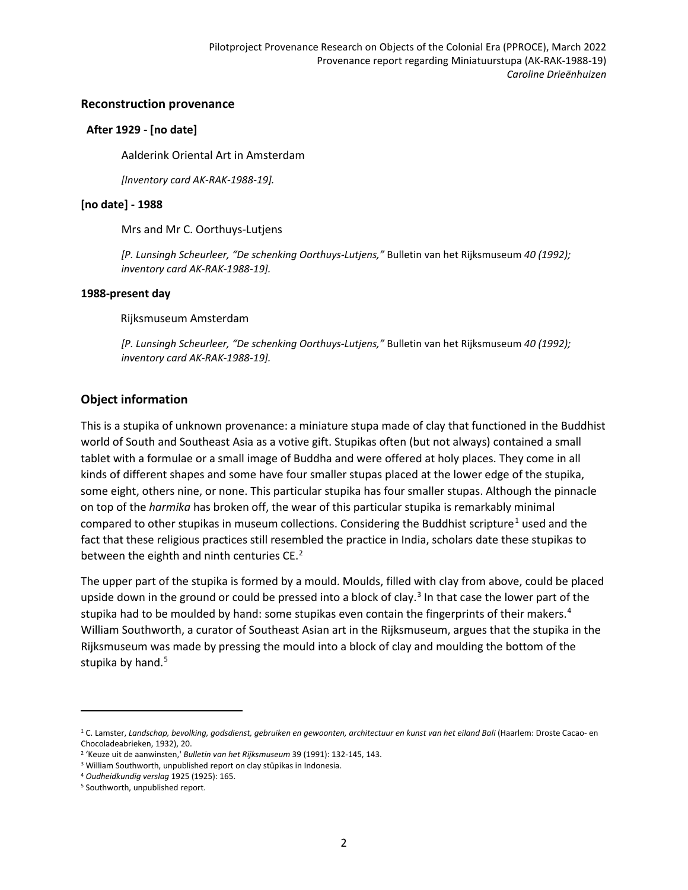## Reconstruction provenance

**After 1929 - [no date]**

Aalderink Oriental Art in Amsterdam

*[Inventory card AK-RAK-1988-19].*

**[no date] - 1988**

Mrs and Mr C. Oorthuys-Lutjens

*[P. Lunsingh Scheurleer, "De schenking Oorthuys-Lutjens,"* Bulletin van het Rijksmuseum *40 (1992); inventory card AK-RAK-1988-19].*

**1988-present day**

Rijksmuseum Amsterdam

*[P. Lunsingh Scheurleer, "De schenking Oorthuys-Lutjens,"* Bulletin van het Rijksmuseum *40 (1992); inventory card AK-RAK-1988-19].*

## Object information

This is a stupika of unknown provenance: a miniature stupa made of clay that functioned in the Buddhist world of South and Southeast Asia as a votive gift. Stupikas often (but not always) contained a small tablet with a formulae or a small image of Buddha and were offered at holy places. They come in all kinds of different shapes and some have four smaller stupas placed at the lower edge of the stupika, some eight, others nine, or none. This particular stupika has four smaller stupas. Although the pinnacle on top of the *harmika* has broken off, the wear of this particular stupika is remarkably minimal compared to other stupikas in museum collections. Considering the Buddhist scripture[1] used and the fact that these religious practices still resembled the practice in India, scholars date these stupikas to between the eighth and ninth centuries CE.[2]

The upper part of the stupika is formed by a mould. Moulds, filled with clay from above, could be placed upside down in the ground or could be pressed into a block of clay.[3] In that case the lower part of the stupika had to be moulded by hand: some stupikas even contain the fingerprints of their makers.[4] William Southworth, a curator of Southeast Asian art in the Rijksmuseum, argues that the stupika in the Rijksmuseum was made by pressing the mould into a block of clay and moulding the bottom of the stupika by hand.[5]

---

[1] C. Lamster, *Landschap, bevolking, godsdienst, gebruiken en gewoonten, architectuur en kunst van het eiland Bali* (Haarlem: Droste Cacao- en Chocoladeabrieken, 1932), 20.

[2] 'Keuze uit de aanwinsten,' *Bulletin van het Rijksmuseum* 39 (1991): 132-145, 143.

[3] William Southworth, unpublished report on clay stūpikas in Indonesia.

[4] *Oudheidkundig verslag* 1925 (1925): 165.

[5] Southworth, unpublished report.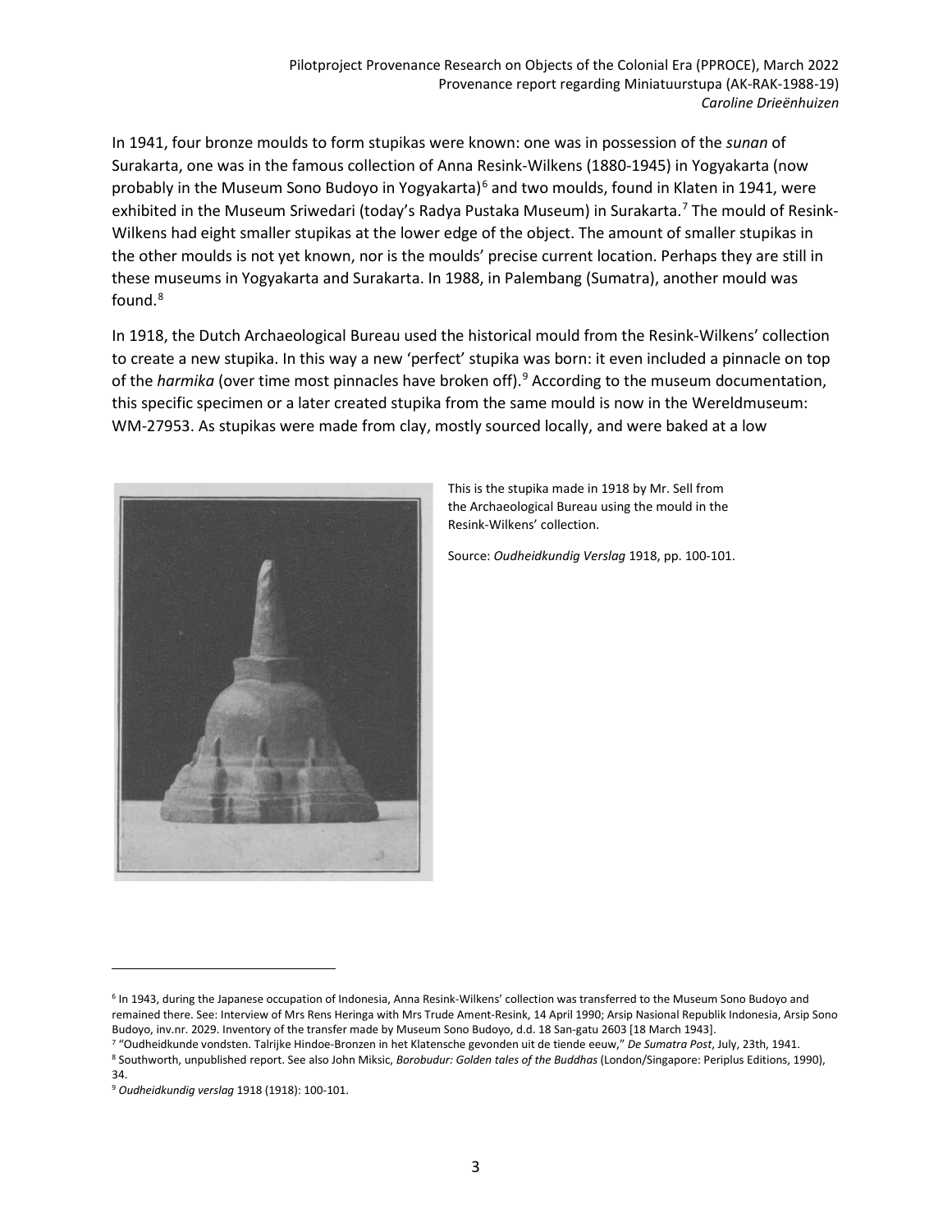In 1941, four bronze moulds to form stupikas were known: one was in possession of the *sunan* of Surakarta, one was in the famous collection of Anna Resink-Wilkens (1880-1945) in Yogyakarta (now probably in the Museum Sono Budoyo in Yogyakarta)[6] and two moulds, found in Klaten in 1941, were exhibited in the Museum Sriwedari (today's Radya Pustaka Museum) in Surakarta.[7] The mould of Resink-Wilkens had eight smaller stupikas at the lower edge of the object. The amount of smaller stupikas in the other moulds is not yet known, nor is the moulds' precise current location. Perhaps they are still in these museums in Yogyakarta and Surakarta. In 1988, in Palembang (Sumatra), another mould was found.[8]

In 1918, the Dutch Archaeological Bureau used the historical mould from the Resink-Wilkens' collection to create a new stupika. In this way a new 'perfect' stupika was born: it even included a pinnacle on top of the *harmika* (over time most pinnacles have broken off).[9] According to the museum documentation, this specific specimen or a later created stupika from the same mould is now in the Wereldmuseum: WM-27953. As stupikas were made from clay, mostly sourced locally, and were baked at a low

This is the stupika made in 1918 by Mr. Sell from the Archaeological Bureau using the mould in the Resink-Wilkens' collection.

Source: *Oudheidkundig Verslag* 1918, pp. 100-101.

---

[6] In 1943, during the Japanese occupation of Indonesia, Anna Resink-Wilkens' collection was transferred to the Museum Sono Budoyo and remained there. See: Interview of Mrs Rens Heringa with Mrs Trude Ament-Resink, 14 April 1990; Arsip Nasional Republik Indonesia, Arsip Sono Budoyo, inv.nr. 2029. Inventory of the transfer made by Museum Sono Budoyo, d.d. 18 San-gatu 2603 [18 March 1943].

[7] "Oudheidkunde vondsten. Talrijke Hindoe-Bronzen in het Klatensche gevonden uit de tiende eeuw," *De Sumatra Post*, July, 23th, 1941.

[8] Southworth, unpublished report. See also John Miksic, *Borobudur: Golden tales of the Buddhas* (London/Singapore: Periplus Editions, 1990), 34.

[9] *Oudheidkundig verslag* 1918 (1918): 100-101.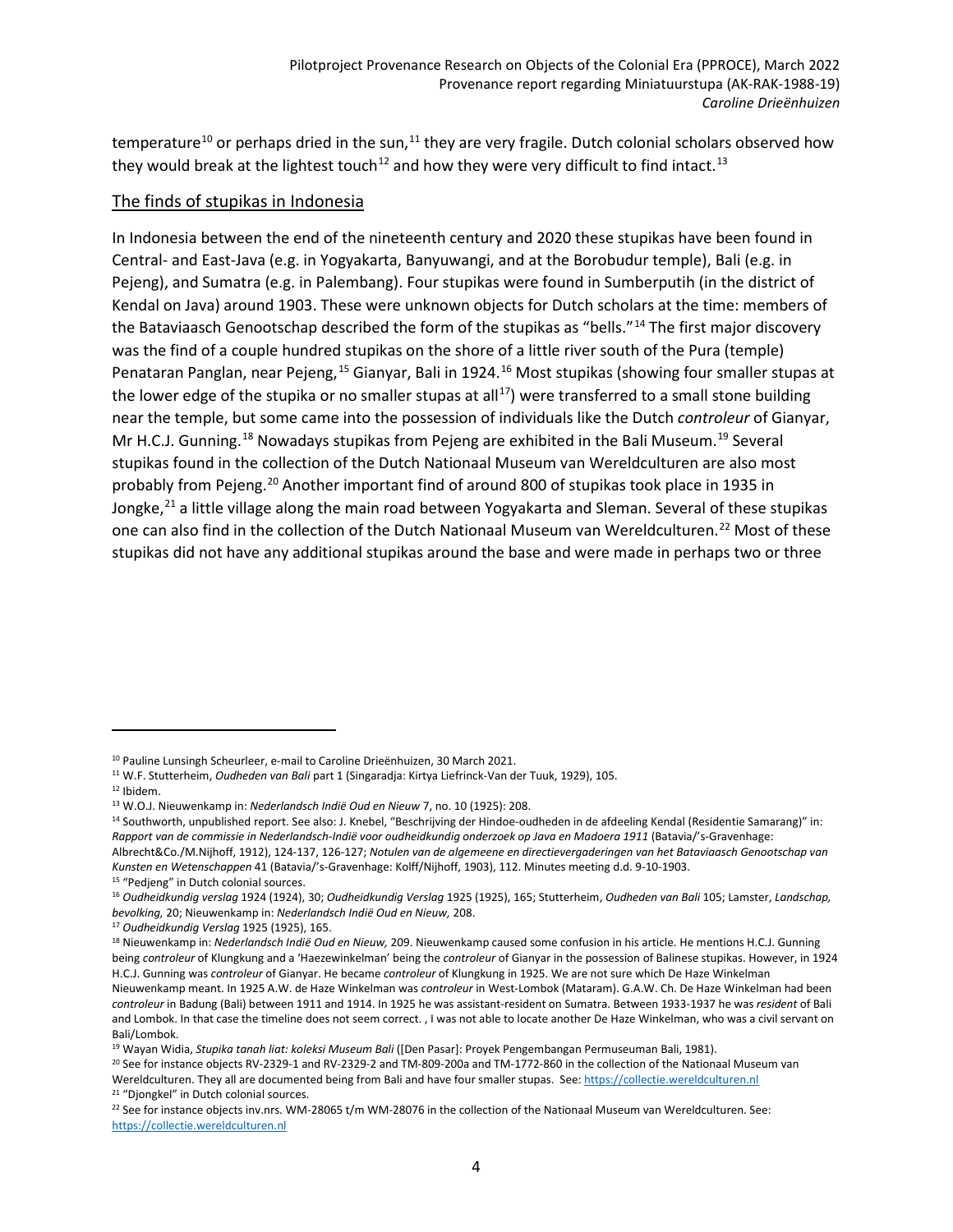temperature[10] or perhaps dried in the sun,[11] they are very fragile. Dutch colonial scholars observed how they would break at the lightest touch[12] and how they were very difficult to find intact.[13]

## The finds of stupikas in Indonesia

In Indonesia between the end of the nineteenth century and 2020 these stupikas have been found in Central- and East-Java (e.g. in Yogyakarta, Banyuwangi, and at the Borobudur temple), Bali (e.g. in Pejeng), and Sumatra (e.g. in Palembang). Four stupikas were found in Sumberputih (in the district of Kendal on Java) around 1903. These were unknown objects for Dutch scholars at the time: members of the Bataviaasch Genootschap described the form of the stupikas as "bells."[14] The first major discovery was the find of a couple hundred stupikas on the shore of a little river south of the Pura (temple) Penataran Panglan, near Pejeng,[15] Gianyar, Bali in 1924.[16] Most stupikas (showing four smaller stupas at the lower edge of the stupika or no smaller stupas at all[17]) were transferred to a small stone building near the temple, but some came into the possession of individuals like the Dutch *controleur* of Gianyar, Mr H.C.J. Gunning.[18] Nowadays stupikas from Pejeng are exhibited in the Bali Museum.[19] Several stupikas found in the collection of the Dutch Nationaal Museum van Wereldculturen are also most probably from Pejeng.[20] Another important find of around 800 of stupikas took place in 1935 in Jongke,[21] a little village along the main road between Yogyakarta and Sleman. Several of these stupikas one can also find in the collection of the Dutch Nationaal Museum van Wereldculturen.[22] Most of these stupikas did not have any additional stupikas around the base and were made in perhaps two or three

---

[10] Pauline Lunsingh Scheurleer, e-mail to Caroline Drieënhuizen, 30 March 2021.

[11] W.F. Stutterheim, *Oudheden van Bali* part 1 (Singaradja: Kirtya Liefrinck-Van der Tuuk, 1929), 105.

[12] Ibidem.

[13] W.O.J. Nieuwenkamp in: *Nederlandsch Indië Oud en Nieuw* 7, no. 10 (1925): 208.

[14] Southworth, unpublished report. See also: J. Knebel, "Beschrijving der Hindoe-oudheden in de afdeeling Kendal (Residentie Samarang)" in: *Rapport van de commissie in Nederlandsch-Indië voor oudheidkundig onderzoek op Java en Madoera 1911* (Batavia/'s-Gravenhage: Albrecht&Co./M.Nijhoff, 1912), 124-137, 126-127; *Notulen van de algemeene en directievergaderingen van het Bataviaasch Genootschap van Kunsten en Wetenschappen* 41 (Batavia/'s-Gravenhage: Kolff/Nijhoff, 1903), 112. Minutes meeting d.d. 9-10-1903.

[15] "Pedjeng" in Dutch colonial sources.

[16] *Oudheidkundig verslag* 1924 (1924), 30; *Oudheidkundig Verslag* 1925 (1925), 165; Stutterheim, *Oudheden van Bali* 105; Lamster, *Landschap, bevolking,* 20; Nieuwenkamp in: *Nederlandsch Indië Oud en Nieuw,* 208.

[17] *Oudheidkundig Verslag* 1925 (1925), 165.

[18] Nieuwenkamp in: *Nederlandsch Indië Oud en Nieuw,* 209. Nieuwenkamp caused some confusion in his article. He mentions H.C.J. Gunning being *controleur* of Klungkung and a 'Haezewinkelman' being the *controleur* of Gianyar in the possession of Balinese stupikas. However, in 1924 H.C.J. Gunning was *controleur* of Gianyar. He became *controleur* of Klungkung in 1925. We are not sure which De Haze Winkelman Nieuwenkamp meant. In 1925 A.W. de Haze Winkelman was *controleur* in West-Lombok (Mataram). G.A.W. Ch. De Haze Winkelman had been *controleur* in Badung (Bali) between 1911 and 1914. In 1925 he was assistant-resident on Sumatra. Between 1933-1937 he was *resident* of Bali and Lombok. In that case the timeline does not seem correct. , I was not able to locate another De Haze Winkelman, who was a civil servant on Bali/Lombok.

[19] Wayan Widia, *Stupika tanah liat: koleksi Museum Bali* ([Den Pasar]: Proyek Pengembangan Permuseuman Bali, 1981).

[20] See for instance objects RV-2329-1 and RV-2329-2 and TM-809-200a and TM-1772-860 in the collection of the Nationaal Museum van Wereldculturen. They all are documented being from Bali and have four smaller stupas. See: https://collectie.wereldculturen.nl

[21] "Djongkel" in Dutch colonial sources.

[22] See for instance objects inv.nrs. WM-28065 t/m WM-28076 in the collection of the Nationaal Museum van Wereldculturen. See: https://collectie.wereldculturen.nl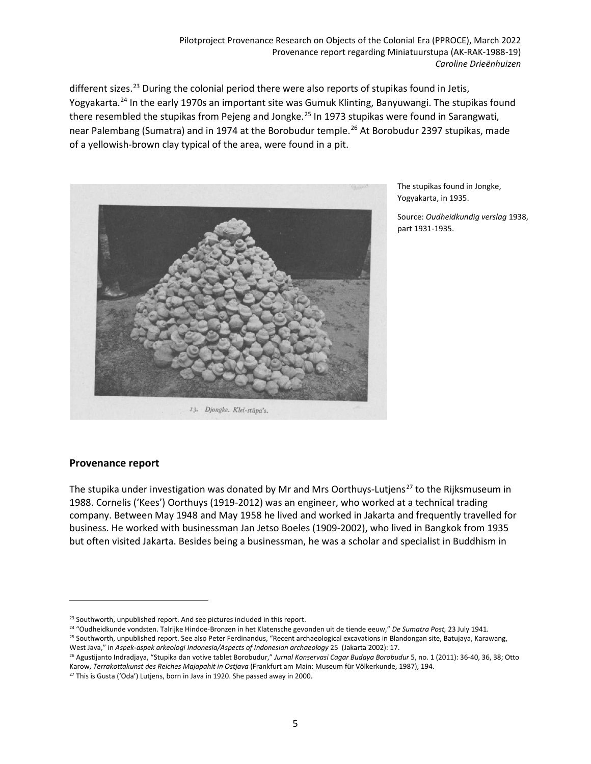different sizes.[23] During the colonial period there were also reports of stupikas found in Jetis, Yogyakarta.[24] In the early 1970s an important site was Gumuk Klinting, Banyuwangi. The stupikas found there resembled the stupikas from Pejeng and Jongke.[25] In 1973 stupikas were found in Sarangwati, near Palembang (Sumatra) and in 1974 at the Borobudur temple.[26] At Borobudur 2397 stupikas, made of a yellowish-brown clay typical of the area, were found in a pit.

13. Djongke. Klei-stûpa's.

The stupikas found in Jongke, Yogyakarta, in 1935.

Source: *Oudheidkundig verslag* 1938, part 1931-1935.

## Provenance report

The stupika under investigation was donated by Mr and Mrs Oorthuys-Lutjens[27] to the Rijksmuseum in 1988. Cornelis ('Kees') Oorthuys (1919-2012) was an engineer, who worked at a technical trading company. Between May 1948 and May 1958 he lived and worked in Jakarta and frequently travelled for business. He worked with businessman Jan Jetso Boeles (1909-2002), who lived in Bangkok from 1935 but often visited Jakarta. Besides being a businessman, he was a scholar and specialist in Buddhism in

---

[23] Southworth, unpublished report. And see pictures included in this report.

[24] "Oudheidkunde vondsten. Talrijke Hindoe-Bronzen in het Klatensche gevonden uit de tiende eeuw," *De Sumatra Post,* 23 July 1941.

[25] Southworth, unpublished report. See also Peter Ferdinandus, "Recent archaeological excavations in Blandongan site, Batujaya, Karawang, West Java," in *Aspek-aspek arkeologi Indonesia/Aspects of Indonesian archaeology* 25 (Jakarta 2002): 17.

[26] Agustijanto Indradjaya, "Stupika dan votive tablet Borobudur," *Jurnal Konservasi Cagar Budaya Borobudur* 5, no. 1 (2011): 36-40, 36, 38; Otto Karow, *Terrakottakunst des Reiches Majapahit in Ostjava* (Frankfurt am Main: Museum für Völkerkunde, 1987), 194.

[27] This is Gusta ('Oda') Lutjens, born in Java in 1920. She passed away in 2000.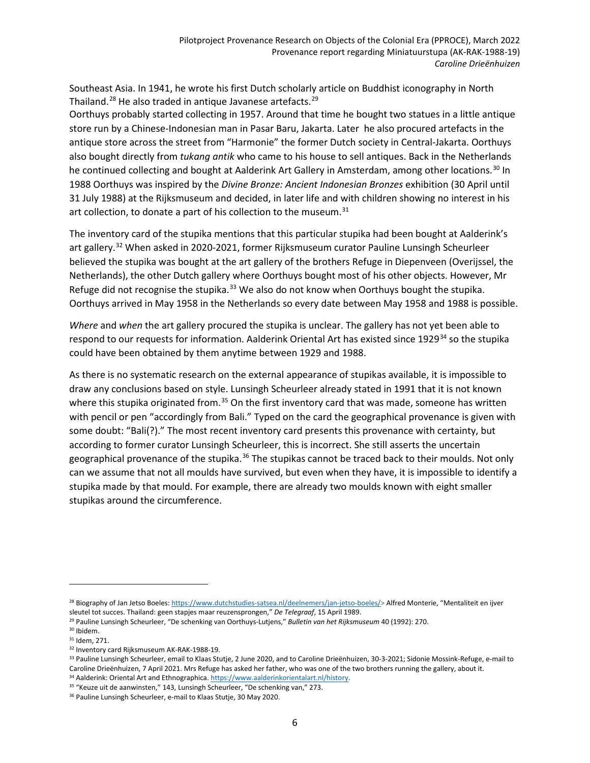Southeast Asia. In 1941, he wrote his first Dutch scholarly article on Buddhist iconography in North Thailand.[28] He also traded in antique Javanese artefacts.[29]

Oorthuys probably started collecting in 1957. Around that time he bought two statues in a little antique store run by a Chinese-Indonesian man in Pasar Baru, Jakarta. Later he also procured artefacts in the antique store across the street from "Harmonie" the former Dutch society in Central-Jakarta. Oorthuys also bought directly from *tukang antik* who came to his house to sell antiques. Back in the Netherlands he continued collecting and bought at Aalderink Art Gallery in Amsterdam, among other locations.[30] In 1988 Oorthuys was inspired by the *Divine Bronze: Ancient Indonesian Bronzes* exhibition (30 April until 31 July 1988) at the Rijksmuseum and decided, in later life and with children showing no interest in his art collection, to donate a part of his collection to the museum.[31]

The inventory card of the stupika mentions that this particular stupika had been bought at Aalderink's art gallery.[32] When asked in 2020-2021, former Rijksmuseum curator Pauline Lunsingh Scheurleer believed the stupika was bought at the art gallery of the brothers Refuge in Diepenveen (Overijssel, the Netherlands), the other Dutch gallery where Oorthuys bought most of his other objects. However, Mr Refuge did not recognise the stupika.[33] We also do not know when Oorthuys bought the stupika. Oorthuys arrived in May 1958 in the Netherlands so every date between May 1958 and 1988 is possible.

*Where* and *when* the art gallery procured the stupika is unclear. The gallery has not yet been able to respond to our requests for information. Aalderink Oriental Art has existed since 1929[34] so the stupika could have been obtained by them anytime between 1929 and 1988.

As there is no systematic research on the external appearance of stupikas available, it is impossible to draw any conclusions based on style. Lunsingh Scheurleer already stated in 1991 that it is not known where this stupika originated from.[35] On the first inventory card that was made, someone has written with pencil or pen "accordingly from Bali." Typed on the card the geographical provenance is given with some doubt: "Bali(?)." The most recent inventory card presents this provenance with certainty, but according to former curator Lunsingh Scheurleer, this is incorrect. She still asserts the uncertain geographical provenance of the stupika.[36] The stupikas cannot be traced back to their moulds. Not only can we assume that not all moulds have survived, but even when they have, it is impossible to identify a stupika made by that mould. For example, there are already two moulds known with eight smaller stupikas around the circumference.

---

[28] Biography of Jan Jetso Boeles: https://www.dutchstudies-satsea.nl/deelnemers/jan-jetso-boeles/> Alfred Monterie, "Mentaliteit en ijver sleutel tot succes. Thailand: geen stapjes maar reuzensprongen," *De Telegraaf*, 15 April 1989.

[29] Pauline Lunsingh Scheurleer, "De schenking van Oorthuys-Lutjens," *Bulletin van het Rijksmuseum* 40 (1992): 270.

[30] Ibidem.

[31] Idem, 271.

[32] Inventory card Rijksmuseum AK-RAK-1988-19.

[33] Pauline Lunsingh Scheurleer, email to Klaas Stutje, 2 June 2020, and to Caroline Drieënhuizen, 30-3-2021; Sidonie Mossink-Refuge, e-mail to Caroline Drieënhuizen, 7 April 2021. Mrs Refuge has asked her father, who was one of the two brothers running the gallery, about it.

[34] Aalderink: Oriental Art and Ethnographica. https://www.aalderinkorientalart.nl/history.

[35] "Keuze uit de aanwinsten," 143, Lunsingh Scheurleer, "De schenking van," 273.

[36] Pauline Lunsingh Scheurleer, e-mail to Klaas Stutje, 30 May 2020.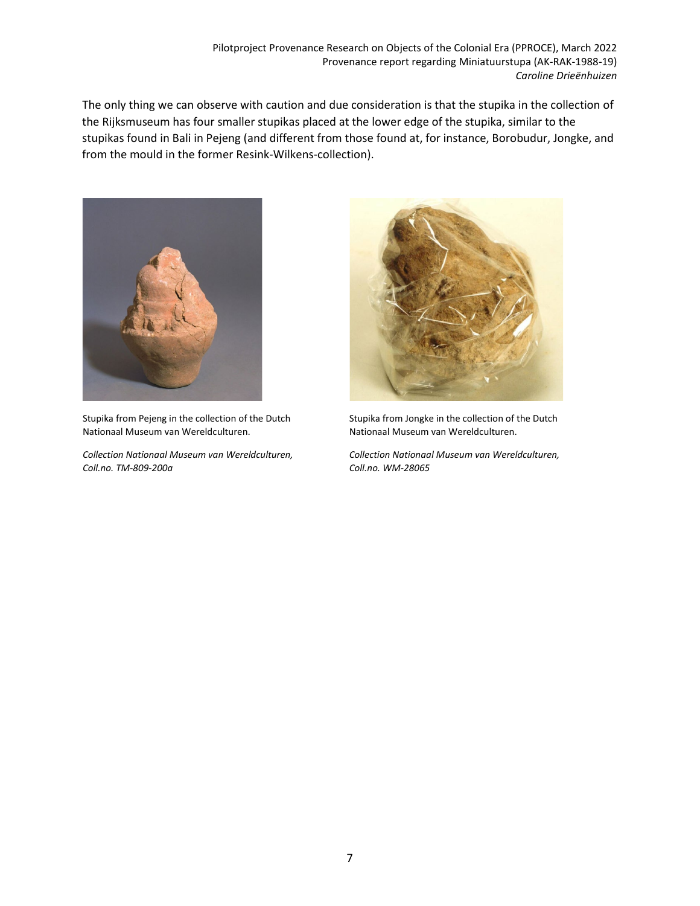The only thing we can observe with caution and due consideration is that the stupika in the collection of the Rijksmuseum has four smaller stupikas placed at the lower edge of the stupika, similar to the stupikas found in Bali in Pejeng (and different from those found at, for instance, Borobudur, Jongke, and from the mould in the former Resink-Wilkens-collection).

Stupika from Pejeng in the collection of the Dutch Nationaal Museum van Wereldculturen.

*Collection Nationaal Museum van Wereldculturen, Coll.no. TM-809-200a*

Stupika from Jongke in the collection of the Dutch Nationaal Museum van Wereldculturen.

*Collection Nationaal Museum van Wereldculturen, Coll.no. WM-28065*